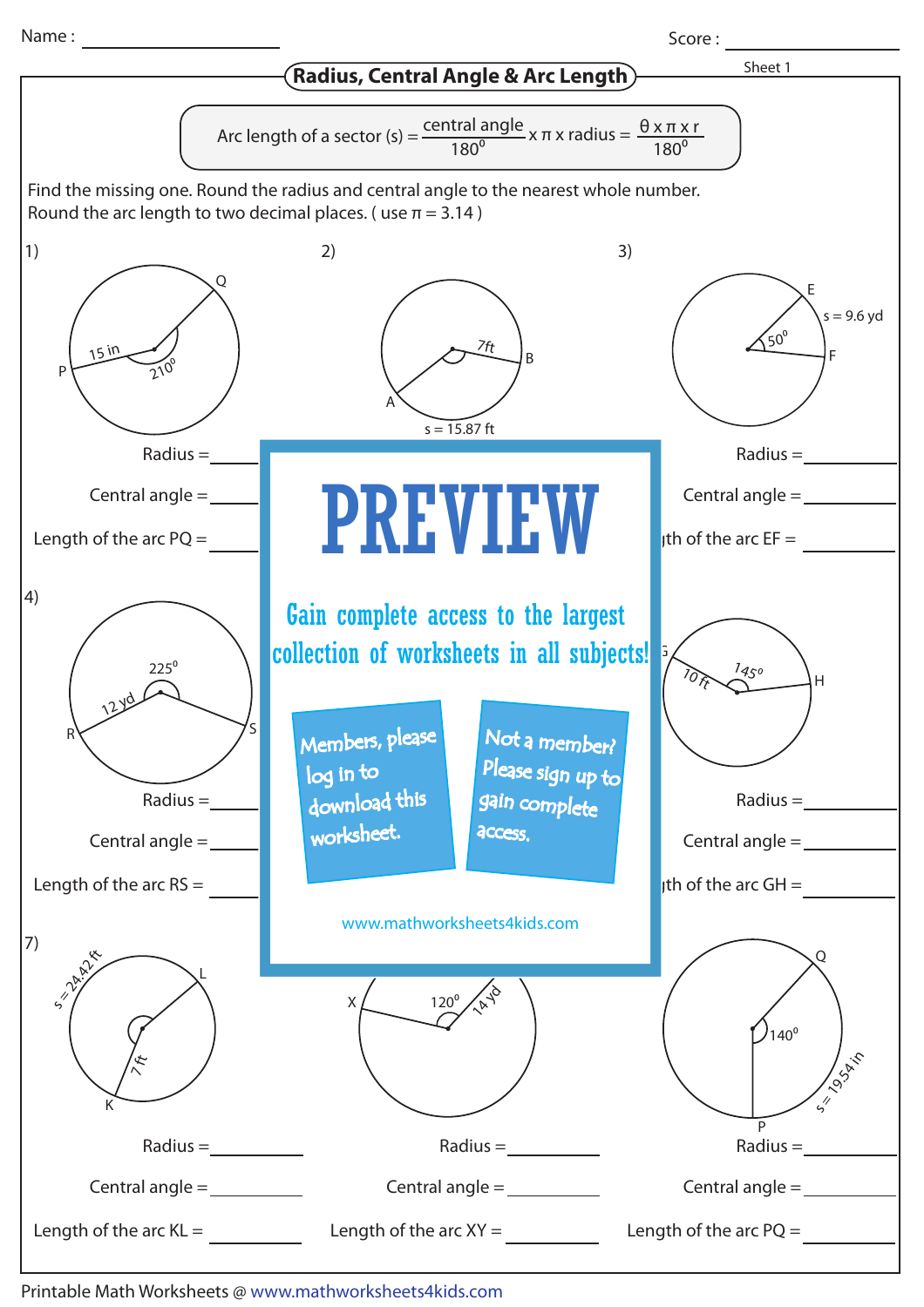Name : ____________ Score : ____________

# Radius, Central Angle & Arc Length

Sheet 1

$$\text{Arc length of a sector (s)} = \frac{\text{central angle}}{180^0} \times \pi \times \text{radius} = \frac{\theta \times \pi \times r}{180^0}$$

Find the missing one. Round the radius and central angle to the nearest whole number. Round the arc length to two decimal places. ( use $\pi$ = 3.14 )

1) 15 in, 210°, P, Q

Radius = ______

Central angle = ______

Length of the arc PQ = ______

2) 7ft, A, B, s = 15.87 ft

3) E, F, 50°, s = 9.6 yd

Radius = ______

Central angle = ______

Length of the arc EF = ______

4) 225°, 12 yd, R, S

Radius = ______

Central angle = ______

Length of the arc RS = ______

6) G, H, 10 ft, 145°

Radius = ______

Central angle = ______

Length of the arc GH = ______

**PREVIEW**

Gain complete access to the largest collection of worksheets in all subjects!

Members, please log in to download this worksheet.

Not a member? Please sign up to gain complete access.

www.mathworksheets4kids.com

7) s = 24.42 ft, L, K, 7ft

Radius = ______

Central angle = ______

Length of the arc KL = ______

8) X, 120°, 14 yd

Radius = ______

Central angle = ______

Length of the arc XY = ______

9) Q, 140°, P, s = 19.54 in

Radius = ______

Central angle = ______

Length of the arc PQ = ______

Printable Math Worksheets @ www.mathworksheets4kids.com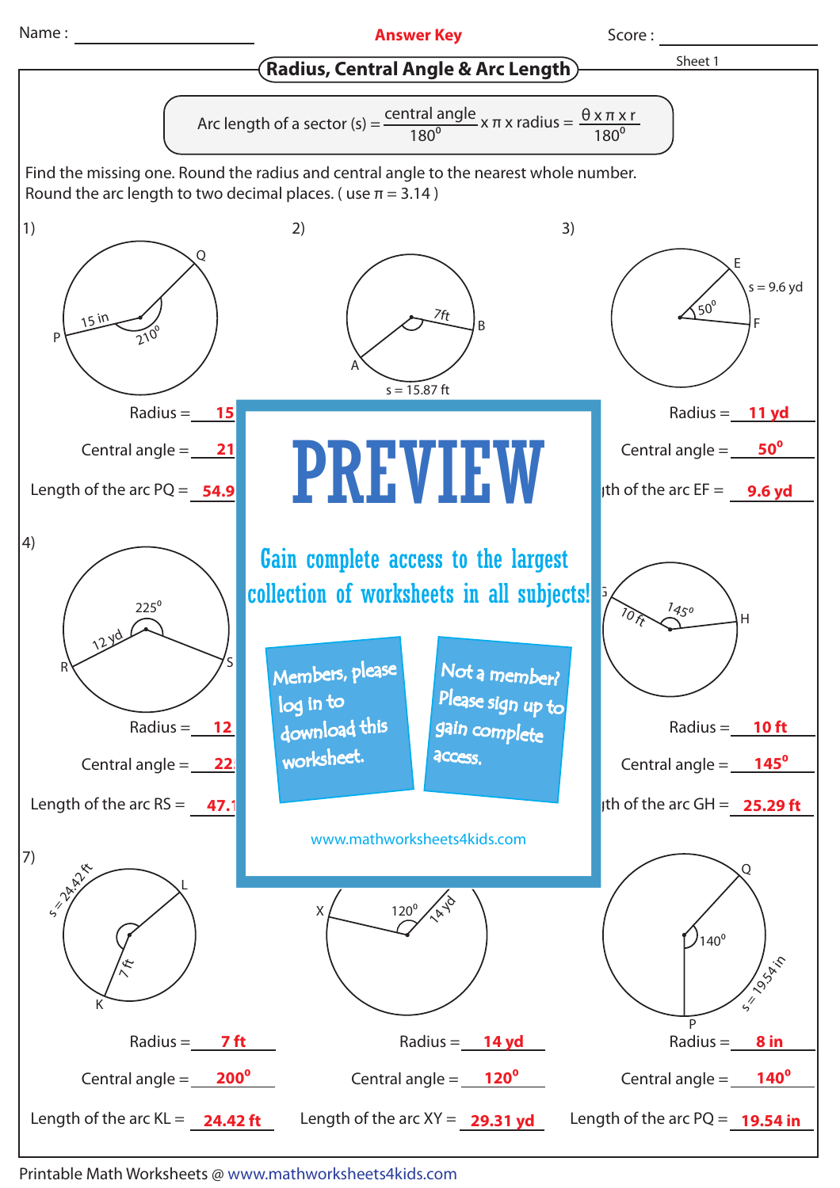Name : ______________ **Answer Key** Score : ______________

# Radius, Central Angle & Arc Length

Sheet 1

$$\text{Arc length of a sector (s)} = \frac{\text{central angle}}{180^0} \times \pi \times \text{radius} = \frac{\theta \times \pi \times r}{180^0}$$

Find the missing one. Round the radius and central angle to the nearest whole number. Round the arc length to two decimal places. ( use $\pi = 3.14$ )

1)

15 in

210°

P Q

Radius = **15**

Central angle = **21**

Length of the arc PQ = **54.9**

2)

7ft

A B

s = 15.87 ft

3)

E F

50°

s = 9.6 yd

Radius = **11 yd**

Central angle = **50°**

Length of the arc EF = **9.6 yd**

# PREVIEW

Gain complete access to the largest collection of worksheets in all subjects!

Members, please log in to download this worksheet.

Not a member? Please sign up to gain complete access.

www.mathworksheets4kids.com

4)

225°

12 yd

R S

Radius = **12**

Central angle = **22**

Length of the arc RS = **47.1**

G H

145°

10 ft

Radius = **10 ft**

Central angle = **145°**

Length of the arc GH = **25.29 ft**

7)

s = 24.42 ft

7 ft

K L

Radius = **7 ft**

Central angle = **200°**

Length of the arc KL = **24.42 ft**

X

120°

14 yd

Radius = **14 yd**

Central angle = **120°**

Length of the arc XY = **29.31 yd**

Q P

140°

s = 19.54 in

Radius = **8 in**

Central angle = **140°**

Length of the arc PQ = **19.54 in**

Printable Math Worksheets @ www.mathworksheets4kids.com